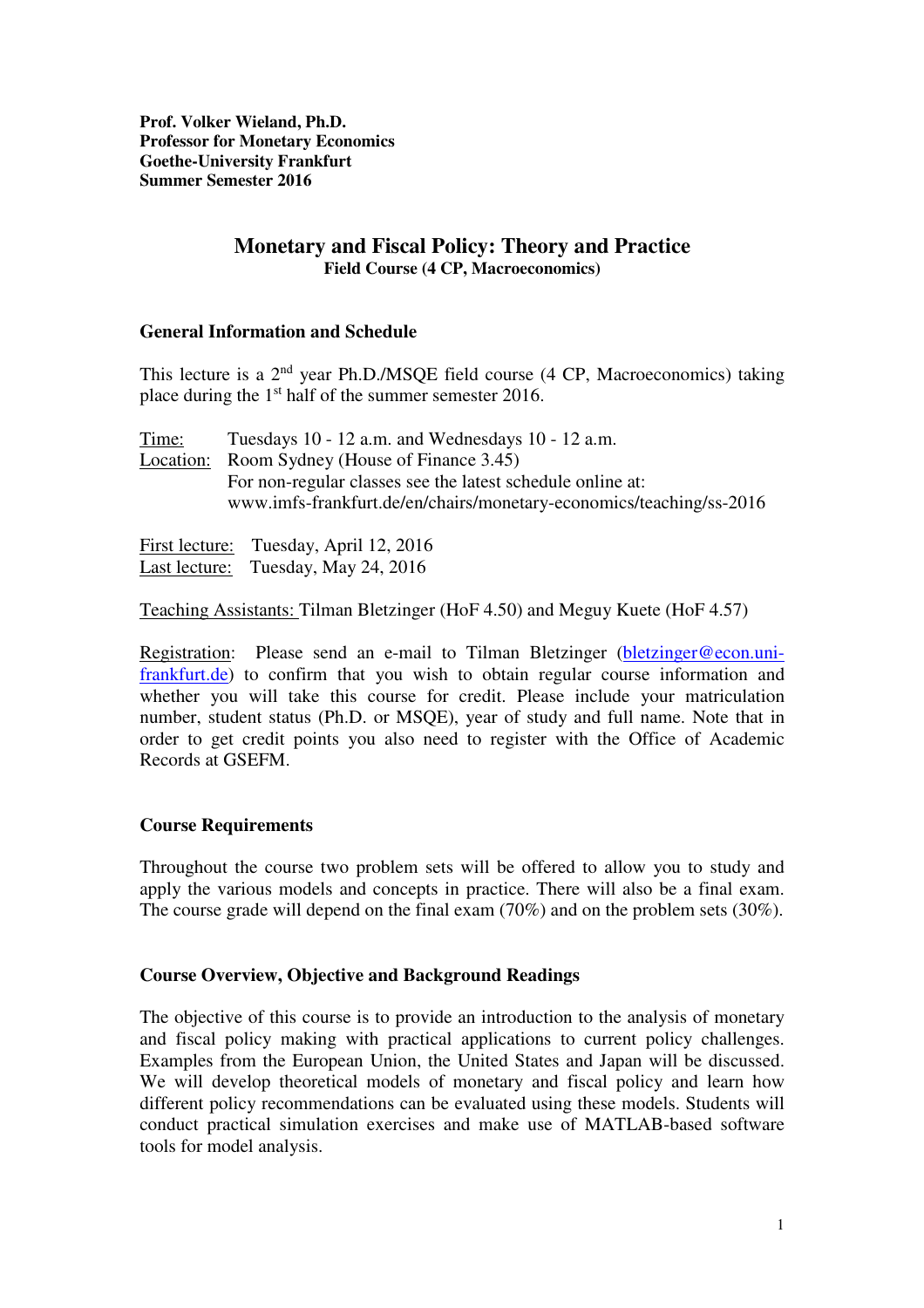**Prof. Volker Wieland, Ph.D.**
**Professor for Monetary Economics**
**Goethe-University Frankfurt**
**Summer Semester 2016**

# Monetary and Fiscal Policy: Theory and Practice

**Field Course (4 CP, Macroeconomics)**

## General Information and Schedule

This lecture is a 2nd year Ph.D./MSQE field course (4 CP, Macroeconomics) taking place during the 1st half of the summer semester 2016.

Time: Tuesdays 10 - 12 a.m. and Wednesdays 10 - 12 a.m.
Location: Room Sydney (House of Finance 3.45)
For non-regular classes see the latest schedule online at:
www.imfs-frankfurt.de/en/chairs/monetary-economics/teaching/ss-2016

First lecture: Tuesday, April 12, 2016
Last lecture: Tuesday, May 24, 2016

Teaching Assistants: Tilman Bletzinger (HoF 4.50) and Meguy Kuete (HoF 4.57)

Registration: Please send an e-mail to Tilman Bletzinger (bletzinger@econ.uni-frankfurt.de) to confirm that you wish to obtain regular course information and whether you will take this course for credit. Please include your matriculation number, student status (Ph.D. or MSQE), year of study and full name. Note that in order to get credit points you also need to register with the Office of Academic Records at GSEFM.

## Course Requirements

Throughout the course two problem sets will be offered to allow you to study and apply the various models and concepts in practice. There will also be a final exam. The course grade will depend on the final exam (70%) and on the problem sets (30%).

## Course Overview, Objective and Background Readings

The objective of this course is to provide an introduction to the analysis of monetary and fiscal policy making with practical applications to current policy challenges. Examples from the European Union, the United States and Japan will be discussed. We will develop theoretical models of monetary and fiscal policy and learn how different policy recommendations can be evaluated using these models. Students will conduct practical simulation exercises and make use of MATLAB-based software tools for model analysis.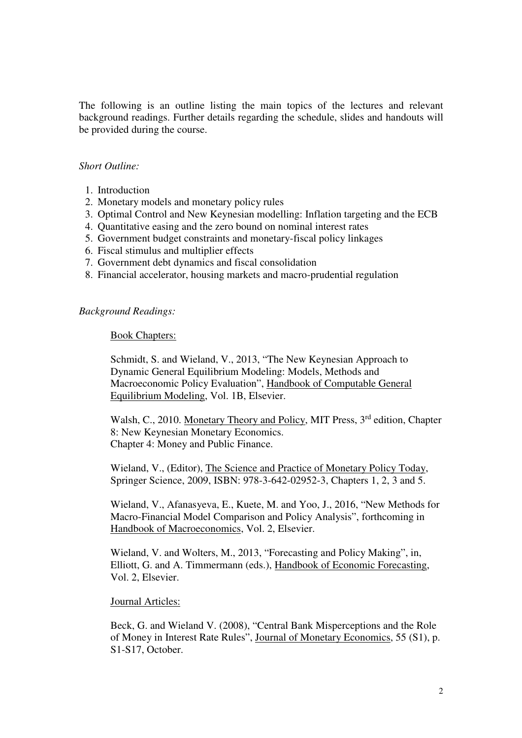The following is an outline listing the main topics of the lectures and relevant background readings. Further details regarding the schedule, slides and handouts will be provided during the course.

*Short Outline:*

1. Introduction
2. Monetary models and monetary policy rules
3. Optimal Control and New Keynesian modelling: Inflation targeting and the ECB
4. Quantitative easing and the zero bound on nominal interest rates
5. Government budget constraints and monetary-fiscal policy linkages
6. Fiscal stimulus and multiplier effects
7. Government debt dynamics and fiscal consolidation
8. Financial accelerator, housing markets and macro-prudential regulation

*Background Readings:*

<u>Book Chapters:</u>

Schmidt, S. and Wieland, V., 2013, "The New Keynesian Approach to Dynamic General Equilibrium Modeling: Models, Methods and Macroeconomic Policy Evaluation", <u>Handbook of Computable General Equilibrium Modeling</u>, Vol. 1B, Elsevier.

Walsh, C., 2010. <u>Monetary Theory and Policy</u>, MIT Press, 3rd edition, Chapter 8: New Keynesian Monetary Economics.
Chapter 4: Money and Public Finance.

Wieland, V., (Editor), <u>The Science and Practice of Monetary Policy Today</u>, Springer Science, 2009, ISBN: 978-3-642-02952-3, Chapters 1, 2, 3 and 5.

Wieland, V., Afanasyeva, E., Kuete, M. and Yoo, J., 2016, "New Methods for Macro-Financial Model Comparison and Policy Analysis", forthcoming in <u>Handbook of Macroeconomics</u>, Vol. 2, Elsevier.

Wieland, V. and Wolters, M., 2013, "Forecasting and Policy Making", in, Elliott, G. and A. Timmermann (eds.), <u>Handbook of Economic Forecasting</u>, Vol. 2, Elsevier.

<u>Journal Articles:</u>

Beck, G. and Wieland V. (2008), "Central Bank Misperceptions and the Role of Money in Interest Rate Rules", <u>Journal of Monetary Economics</u>, 55 (S1), p. S1-S17, October.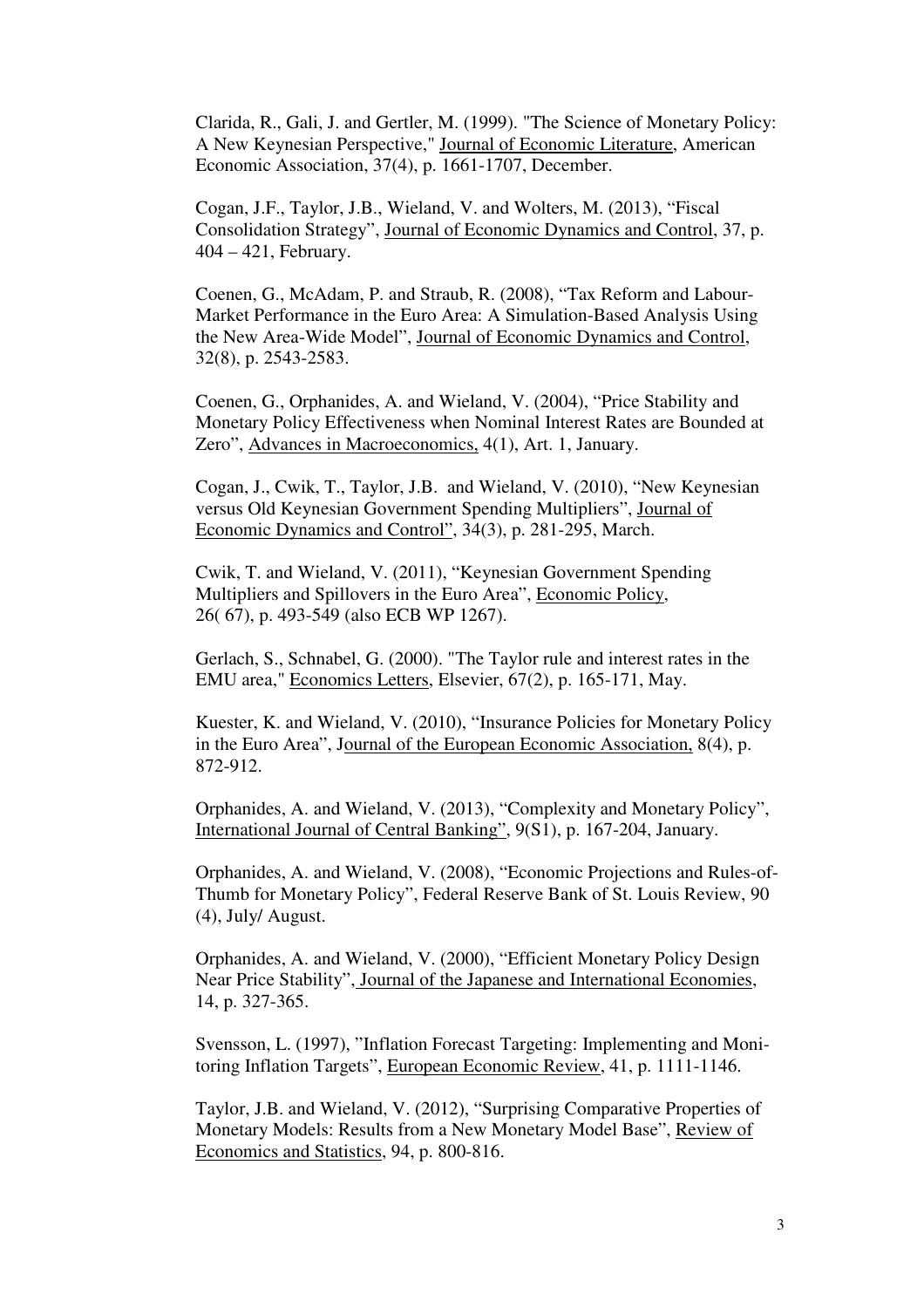Clarida, R., Gali, J. and Gertler, M. (1999). "The Science of Monetary Policy: A New Keynesian Perspective," Journal of Economic Literature, American Economic Association, 37(4), p. 1661-1707, December.

Cogan, J.F., Taylor, J.B., Wieland, V. and Wolters, M. (2013), "Fiscal Consolidation Strategy", Journal of Economic Dynamics and Control, 37, p. 404 – 421, February.

Coenen, G., McAdam, P. and Straub, R. (2008), "Tax Reform and Labour-Market Performance in the Euro Area: A Simulation-Based Analysis Using the New Area-Wide Model", Journal of Economic Dynamics and Control, 32(8), p. 2543-2583.

Coenen, G., Orphanides, A. and Wieland, V. (2004), "Price Stability and Monetary Policy Effectiveness when Nominal Interest Rates are Bounded at Zero", Advances in Macroeconomics, 4(1), Art. 1, January.

Cogan, J., Cwik, T., Taylor, J.B. and Wieland, V. (2010), "New Keynesian versus Old Keynesian Government Spending Multipliers", Journal of Economic Dynamics and Control", 34(3), p. 281-295, March.

Cwik, T. and Wieland, V. (2011), "Keynesian Government Spending Multipliers and Spillovers in the Euro Area", Economic Policy, 26( 67), p. 493-549 (also ECB WP 1267).

Gerlach, S., Schnabel, G. (2000). "The Taylor rule and interest rates in the EMU area," Economics Letters, Elsevier, 67(2), p. 165-171, May.

Kuester, K. and Wieland, V. (2010), "Insurance Policies for Monetary Policy in the Euro Area", Journal of the European Economic Association, 8(4), p. 872-912.

Orphanides, A. and Wieland, V. (2013), "Complexity and Monetary Policy", International Journal of Central Banking", 9(S1), p. 167-204, January.

Orphanides, A. and Wieland, V. (2008), "Economic Projections and Rules-of-Thumb for Monetary Policy", Federal Reserve Bank of St. Louis Review, 90 (4), July/ August.

Orphanides, A. and Wieland, V. (2000), "Efficient Monetary Policy Design Near Price Stability", Journal of the Japanese and International Economies, 14, p. 327-365.

Svensson, L. (1997), "Inflation Forecast Targeting: Implementing and Monitoring Inflation Targets", European Economic Review, 41, p. 1111-1146.

Taylor, J.B. and Wieland, V. (2012), "Surprising Comparative Properties of Monetary Models: Results from a New Monetary Model Base", Review of Economics and Statistics, 94, p. 800-816.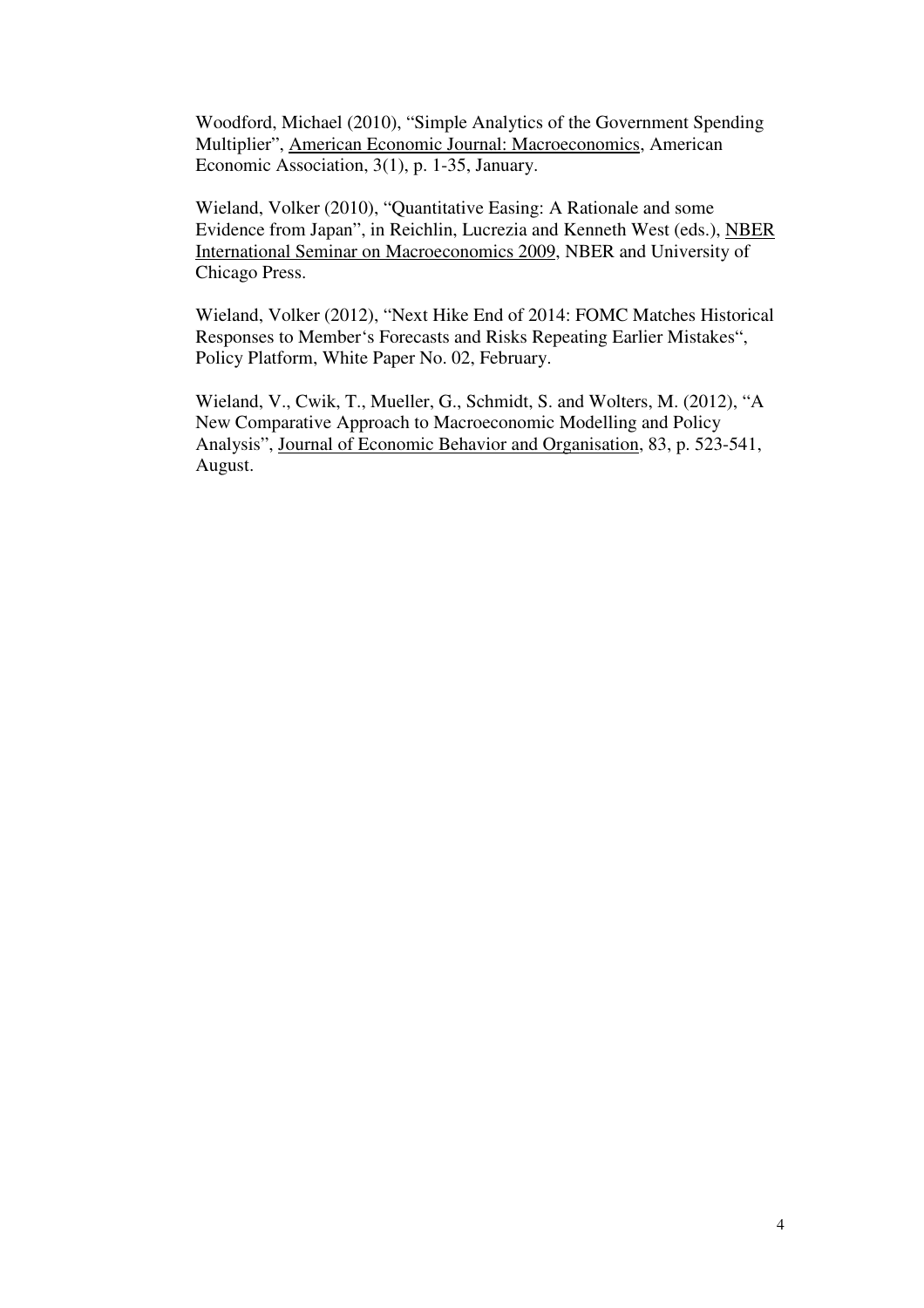Woodford, Michael (2010), "Simple Analytics of the Government Spending Multiplier", American Economic Journal: Macroeconomics, American Economic Association, 3(1), p. 1-35, January.

Wieland, Volker (2010), "Quantitative Easing: A Rationale and some Evidence from Japan", in Reichlin, Lucrezia and Kenneth West (eds.), NBER International Seminar on Macroeconomics 2009, NBER and University of Chicago Press.

Wieland, Volker (2012), "Next Hike End of 2014: FOMC Matches Historical Responses to Member's Forecasts and Risks Repeating Earlier Mistakes", Policy Platform, White Paper No. 02, February.

Wieland, V., Cwik, T., Mueller, G., Schmidt, S. and Wolters, M. (2012), "A New Comparative Approach to Macroeconomic Modelling and Policy Analysis", Journal of Economic Behavior and Organisation, 83, p. 523-541, August.